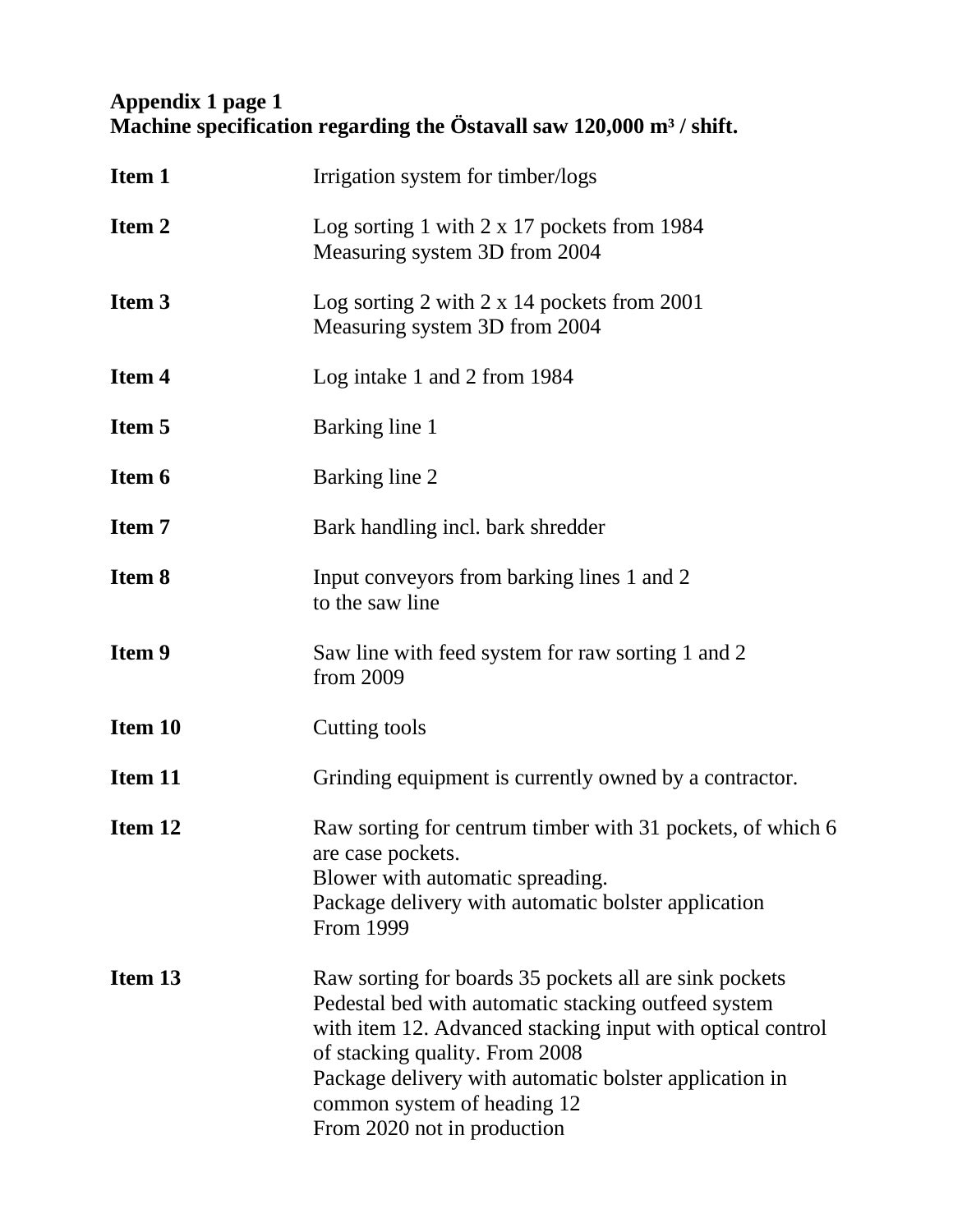**Appendix 1 page 1**
**Machine specification regarding the Östavall saw 120,000 m³ / shift.**

| | |
|---|---|
| **Item 1** | Irrigation system for timber/logs |
| **Item 2** | Log sorting 1 with 2 x 17 pockets from 1984<br>Measuring system 3D from 2004 |
| **Item 3** | Log sorting 2 with 2 x 14 pockets from 2001<br>Measuring system 3D from 2004 |
| **Item 4** | Log intake 1 and 2 from 1984 |
| **Item 5** | Barking line 1 |
| **Item 6** | Barking line 2 |
| **Item 7** | Bark handling incl. bark shredder |
| **Item 8** | Input conveyors from barking lines 1 and 2<br>to the saw line |
| **Item 9** | Saw line with feed system for raw sorting 1 and 2<br>from 2009 |
| **Item 10** | Cutting tools |
| **Item 11** | Grinding equipment is currently owned by a contractor. |
| **Item 12** | Raw sorting for centrum timber with 31 pockets, of which 6 are case pockets.<br>Blower with automatic spreading.<br>Package delivery with automatic bolster application<br>From 1999 |
| **Item 13** | Raw sorting for boards 35 pockets all are sink pockets<br>Pedestal bed with automatic stacking outfeed system<br>with item 12. Advanced stacking input with optical control of stacking quality. From 2008<br>Package delivery with automatic bolster application in common system of heading 12<br>From 2020 not in production |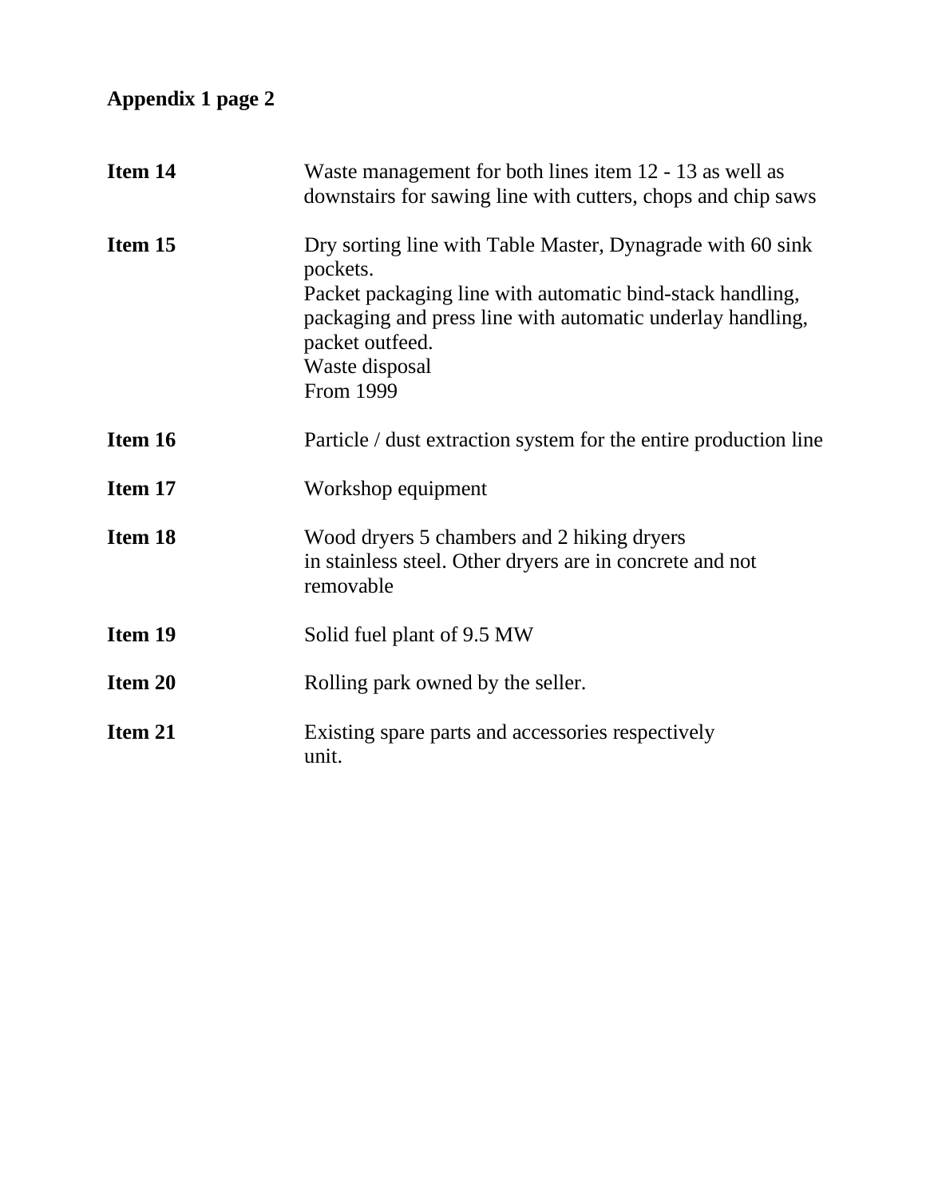**Appendix 1 page 2**

| | |
|---|---|
| **Item 14** | Waste management for both lines item 12 - 13 as well as downstairs for sawing line with cutters, chops and chip saws |
| **Item 15** | Dry sorting line with Table Master, Dynagrade with 60 sink pockets.<br>Packet packaging line with automatic bind-stack handling, packaging and press line with automatic underlay handling, packet outfeed.<br>Waste disposal<br>From 1999 |
| **Item 16** | Particle / dust extraction system for the entire production line |
| **Item 17** | Workshop equipment |
| **Item 18** | Wood dryers 5 chambers and 2 hiking dryers in stainless steel. Other dryers are in concrete and not removable |
| **Item 19** | Solid fuel plant of 9.5 MW |
| **Item 20** | Rolling park owned by the seller. |
| **Item 21** | Existing spare parts and accessories respectively unit. |